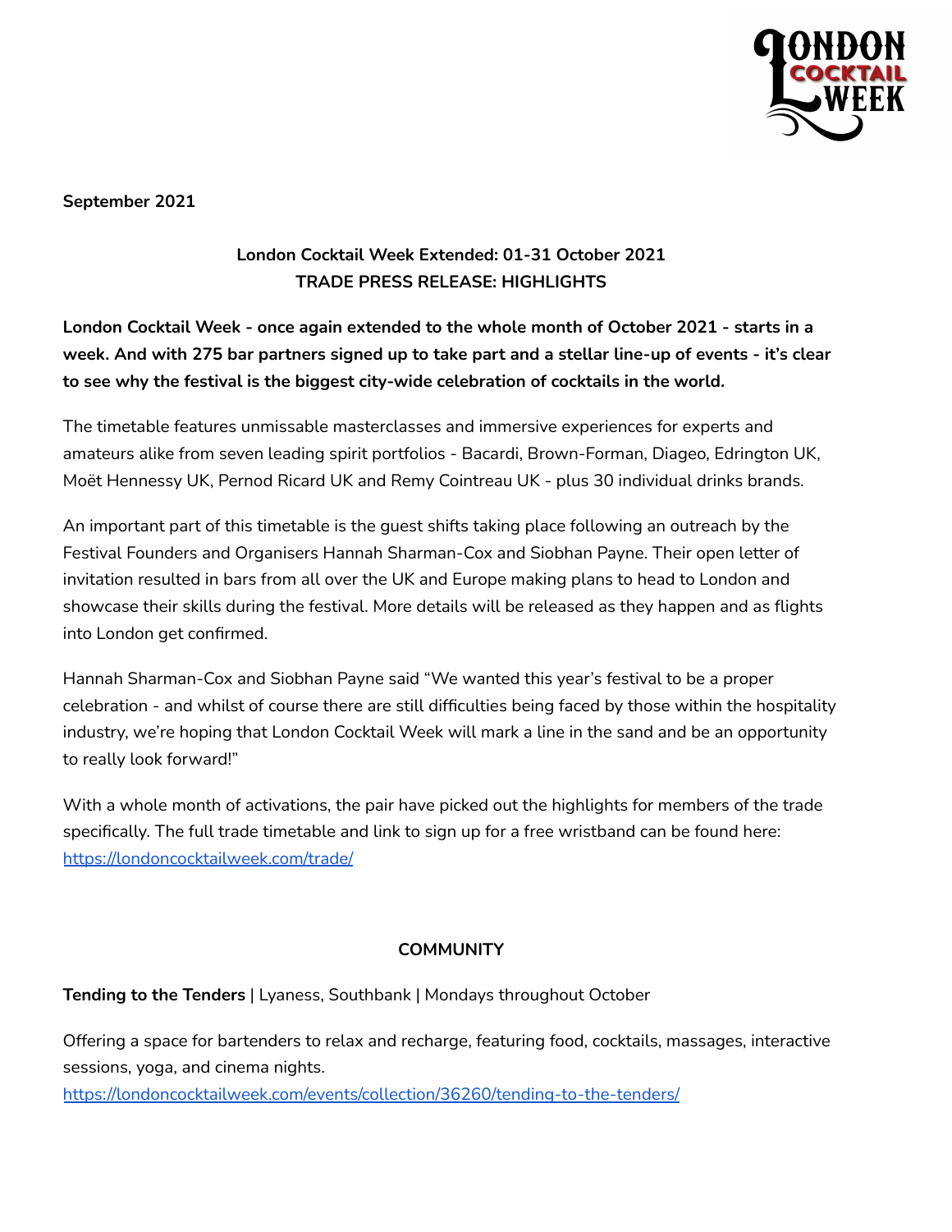**September 2021**

**London Cocktail Week Extended: 01-31 October 2021**
**TRADE PRESS RELEASE: HIGHLIGHTS**

**London Cocktail Week - once again extended to the whole month of October 2021 - starts in a week. And with 275 bar partners signed up to take part and a stellar line-up of events - it's clear to see why the festival is the biggest city-wide celebration of cocktails in the world.**

The timetable features unmissable masterclasses and immersive experiences for experts and amateurs alike from seven leading spirit portfolios - Bacardi, Brown-Forman, Diageo, Edrington UK, Moët Hennessy UK, Pernod Ricard UK and Remy Cointreau UK - plus 30 individual drinks brands.

An important part of this timetable is the guest shifts taking place following an outreach by the Festival Founders and Organisers Hannah Sharman-Cox and Siobhan Payne. Their open letter of invitation resulted in bars from all over the UK and Europe making plans to head to London and showcase their skills during the festival. More details will be released as they happen and as flights into London get confirmed.

Hannah Sharman-Cox and Siobhan Payne said "We wanted this year's festival to be a proper celebration - and whilst of course there are still difficulties being faced by those within the hospitality industry, we're hoping that London Cocktail Week will mark a line in the sand and be an opportunity to really look forward!"

With a whole month of activations, the pair have picked out the highlights for members of the trade specifically. The full trade timetable and link to sign up for a free wristband can be found here: https://londoncocktailweek.com/trade/

## COMMUNITY

**Tending to the Tenders** | Lyaness, Southbank | Mondays throughout October

Offering a space for bartenders to relax and recharge, featuring food, cocktails, massages, interactive sessions, yoga, and cinema nights.
https://londoncocktailweek.com/events/collection/36260/tending-to-the-tenders/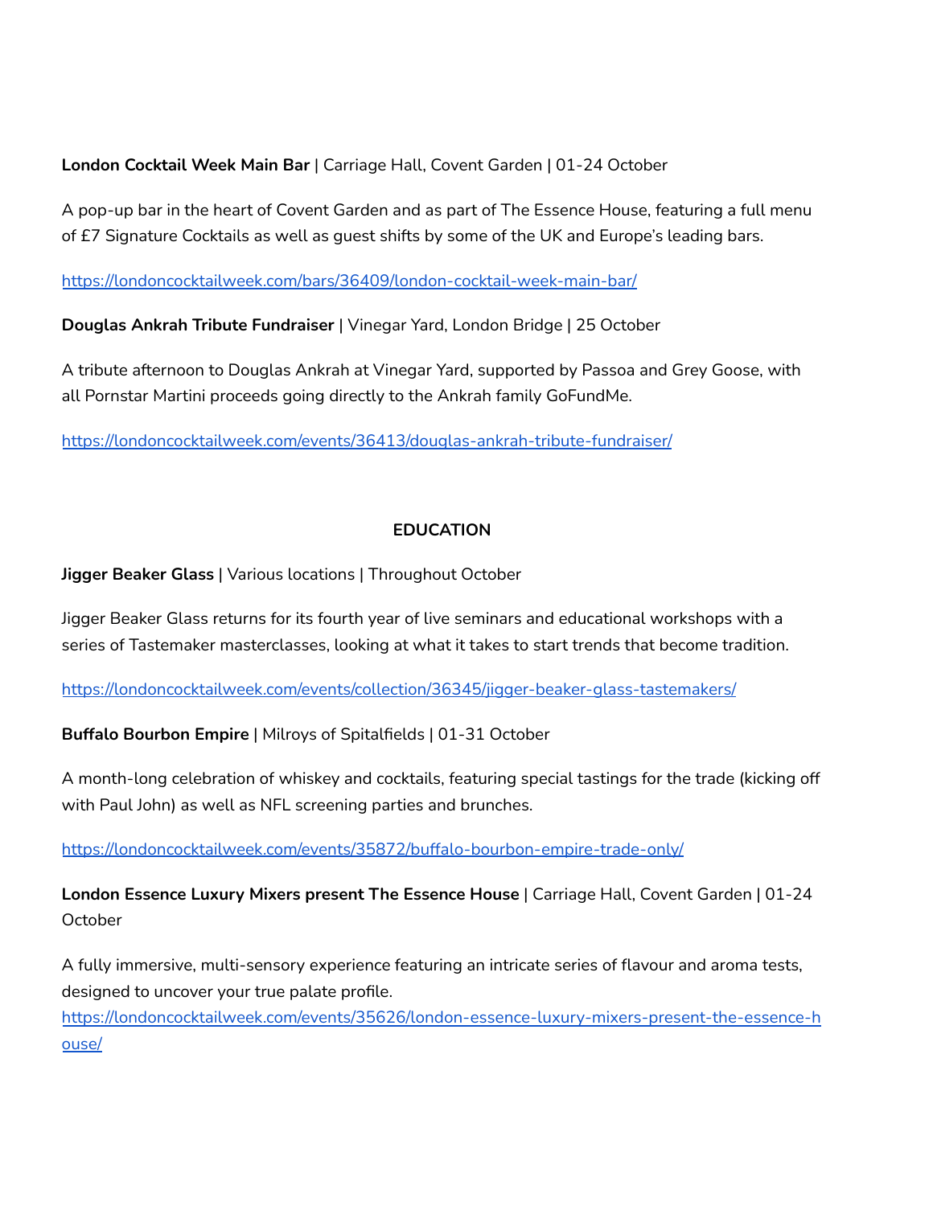**London Cocktail Week Main Bar** | Carriage Hall, Covent Garden | 01-24 October

A pop-up bar in the heart of Covent Garden and as part of The Essence House, featuring a full menu of £7 Signature Cocktails as well as guest shifts by some of the UK and Europe's leading bars.

https://londoncocktailweek.com/bars/36409/london-cocktail-week-main-bar/

**Douglas Ankrah Tribute Fundraiser** | Vinegar Yard, London Bridge | 25 October

A tribute afternoon to Douglas Ankrah at Vinegar Yard, supported by Passoa and Grey Goose, with all Pornstar Martini proceeds going directly to the Ankrah family GoFundMe.

https://londoncocktailweek.com/events/36413/douglas-ankrah-tribute-fundraiser/

## EDUCATION

**Jigger Beaker Glass** | Various locations | Throughout October

Jigger Beaker Glass returns for its fourth year of live seminars and educational workshops with a series of Tastemaker masterclasses, looking at what it takes to start trends that become tradition.

https://londoncocktailweek.com/events/collection/36345/jigger-beaker-glass-tastemakers/

**Buffalo Bourbon Empire** | Milroys of Spitalfields | 01-31 October

A month-long celebration of whiskey and cocktails, featuring special tastings for the trade (kicking off with Paul John) as well as NFL screening parties and brunches.

https://londoncocktailweek.com/events/35872/buffalo-bourbon-empire-trade-only/

**London Essence Luxury Mixers present The Essence House** | Carriage Hall, Covent Garden | 01-24 October

A fully immersive, multi-sensory experience featuring an intricate series of flavour and aroma tests, designed to uncover your true palate profile.
https://londoncocktailweek.com/events/35626/london-essence-luxury-mixers-present-the-essence-house/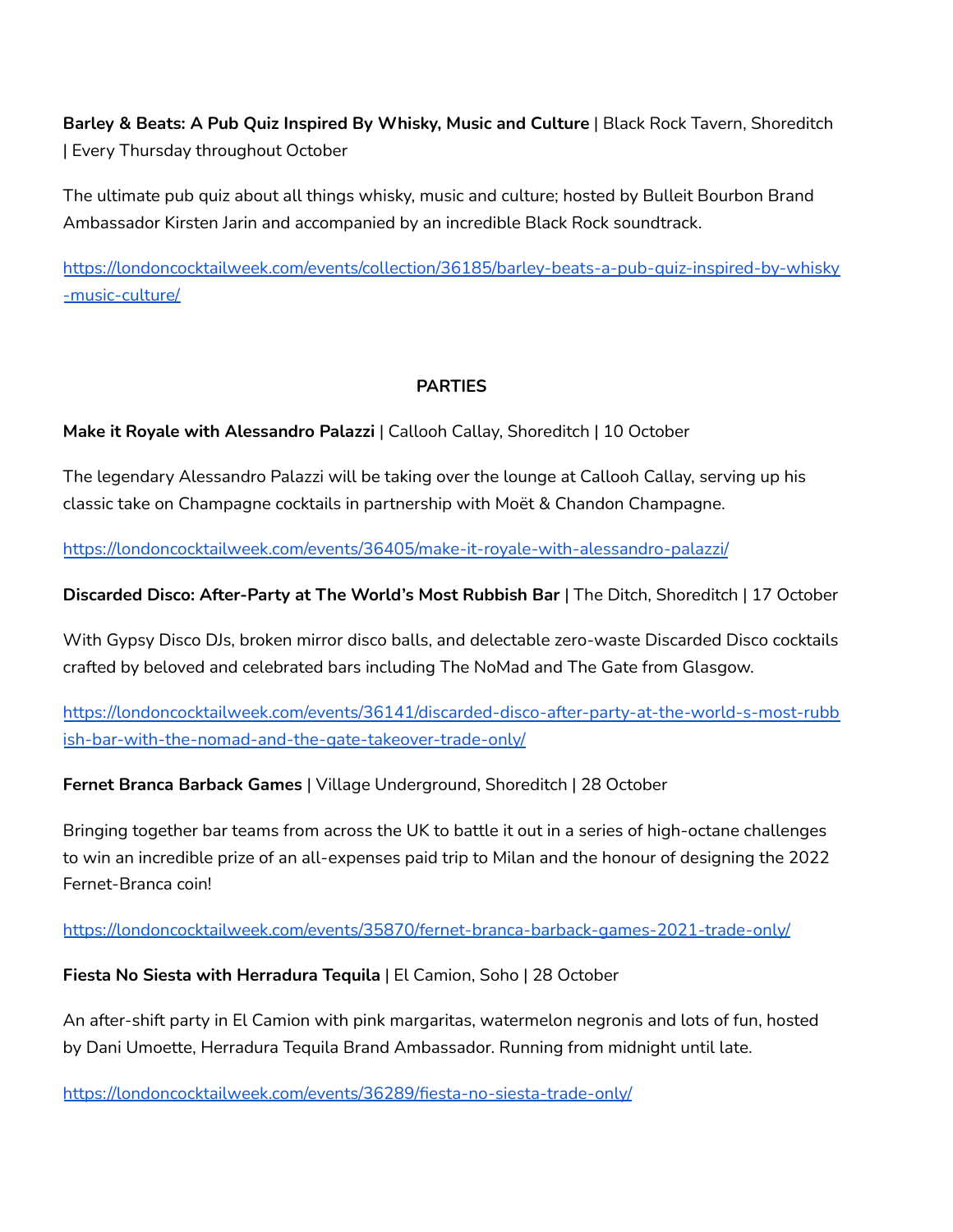**Barley & Beats: A Pub Quiz Inspired By Whisky, Music and Culture** | Black Rock Tavern, Shoreditch | Every Thursday throughout October

The ultimate pub quiz about all things whisky, music and culture; hosted by Bulleit Bourbon Brand Ambassador Kirsten Jarin and accompanied by an incredible Black Rock soundtrack.

https://londoncocktailweek.com/events/collection/36185/barley-beats-a-pub-quiz-inspired-by-whisky-music-culture/

## PARTIES

**Make it Royale with Alessandro Palazzi** | Callooh Callay, Shoreditch | 10 October

The legendary Alessandro Palazzi will be taking over the lounge at Callooh Callay, serving up his classic take on Champagne cocktails in partnership with Moët & Chandon Champagne.

https://londoncocktailweek.com/events/36405/make-it-royale-with-alessandro-palazzi/

**Discarded Disco: After-Party at The World's Most Rubbish Bar** | The Ditch, Shoreditch | 17 October

With Gypsy Disco DJs, broken mirror disco balls, and delectable zero-waste Discarded Disco cocktails crafted by beloved and celebrated bars including The NoMad and The Gate from Glasgow.

https://londoncocktailweek.com/events/36141/discarded-disco-after-party-at-the-world-s-most-rubbish-bar-with-the-nomad-and-the-gate-takeover-trade-only/

**Fernet Branca Barback Games** | Village Underground, Shoreditch | 28 October

Bringing together bar teams from across the UK to battle it out in a series of high-octane challenges to win an incredible prize of an all-expenses paid trip to Milan and the honour of designing the 2022 Fernet-Branca coin!

https://londoncocktailweek.com/events/35870/fernet-branca-barback-games-2021-trade-only/

**Fiesta No Siesta with Herradura Tequila** | El Camion, Soho | 28 October

An after-shift party in El Camion with pink margaritas, watermelon negronis and lots of fun, hosted by Dani Umoette, Herradura Tequila Brand Ambassador. Running from midnight until late.

https://londoncocktailweek.com/events/36289/fiesta-no-siesta-trade-only/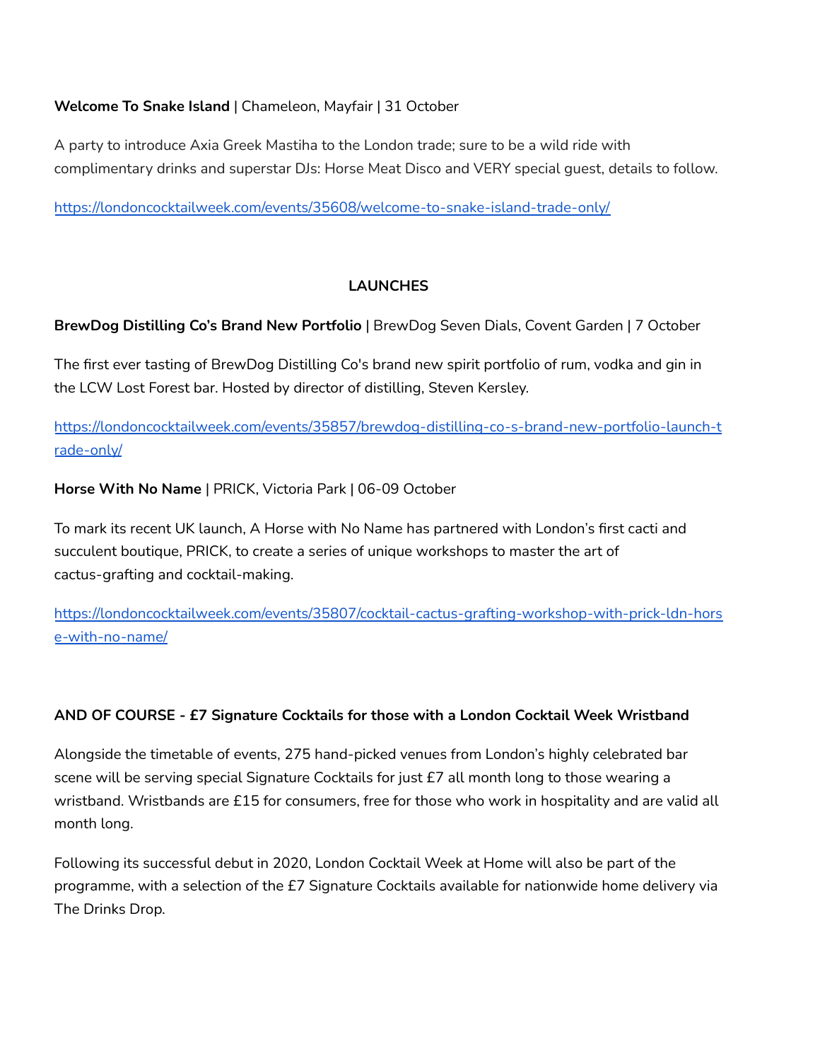**Welcome To Snake Island** | Chameleon, Mayfair | 31 October

A party to introduce Axia Greek Mastiha to the London trade; sure to be a wild ride with complimentary drinks and superstar DJs: Horse Meat Disco and VERY special guest, details to follow.

https://londoncocktailweek.com/events/35608/welcome-to-snake-island-trade-only/

## LAUNCHES

**BrewDog Distilling Co's Brand New Portfolio** | BrewDog Seven Dials, Covent Garden | 7 October

The first ever tasting of BrewDog Distilling Co's brand new spirit portfolio of rum, vodka and gin in the LCW Lost Forest bar. Hosted by director of distilling, Steven Kersley.

https://londoncocktailweek.com/events/35857/brewdog-distilling-co-s-brand-new-portfolio-launch-trade-only/

**Horse With No Name** | PRICK, Victoria Park | 06-09 October

To mark its recent UK launch, A Horse with No Name has partnered with London's first cacti and succulent boutique, PRICK, to create a series of unique workshops to master the art of cactus-grafting and cocktail-making.

https://londoncocktailweek.com/events/35807/cocktail-cactus-grafting-workshop-with-prick-ldn-horse-with-no-name/

**AND OF COURSE - £7 Signature Cocktails for those with a London Cocktail Week Wristband**

Alongside the timetable of events, 275 hand-picked venues from London's highly celebrated bar scene will be serving special Signature Cocktails for just £7 all month long to those wearing a wristband. Wristbands are £15 for consumers, free for those who work in hospitality and are valid all month long.

Following its successful debut in 2020, London Cocktail Week at Home will also be part of the programme, with a selection of the £7 Signature Cocktails available for nationwide home delivery via The Drinks Drop.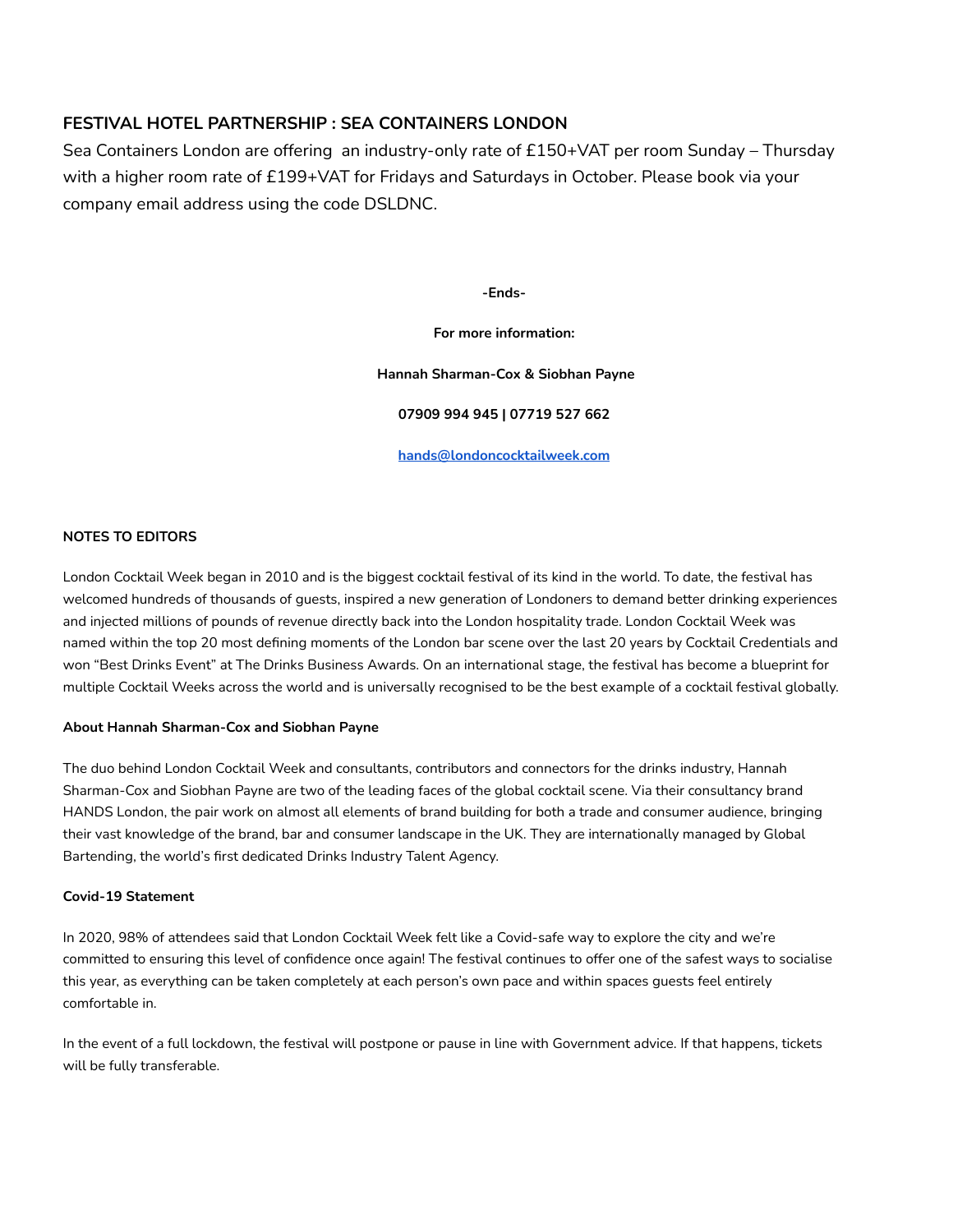## FESTIVAL HOTEL PARTNERSHIP : SEA CONTAINERS LONDON

Sea Containers London are offering an industry-only rate of £150+VAT per room Sunday – Thursday with a higher room rate of £199+VAT for Fridays and Saturdays in October. Please book via your company email address using the code DSLDNC.

**-Ends-**

**For more information:**

**Hannah Sharman-Cox & Siobhan Payne**

**07909 994 945 | 07719 527 662**

**[hands@londoncocktailweek.com](mailto:hands@londoncocktailweek.com)**

### NOTES TO EDITORS

London Cocktail Week began in 2010 and is the biggest cocktail festival of its kind in the world. To date, the festival has welcomed hundreds of thousands of guests, inspired a new generation of Londoners to demand better drinking experiences and injected millions of pounds of revenue directly back into the London hospitality trade. London Cocktail Week was named within the top 20 most defining moments of the London bar scene over the last 20 years by Cocktail Credentials and won "Best Drinks Event" at The Drinks Business Awards. On an international stage, the festival has become a blueprint for multiple Cocktail Weeks across the world and is universally recognised to be the best example of a cocktail festival globally.

**About Hannah Sharman-Cox and Siobhan Payne**

The duo behind London Cocktail Week and consultants, contributors and connectors for the drinks industry, Hannah Sharman-Cox and Siobhan Payne are two of the leading faces of the global cocktail scene. Via their consultancy brand HANDS London, the pair work on almost all elements of brand building for both a trade and consumer audience, bringing their vast knowledge of the brand, bar and consumer landscape in the UK. They are internationally managed by Global Bartending, the world's first dedicated Drinks Industry Talent Agency.

**Covid-19 Statement**

In 2020, 98% of attendees said that London Cocktail Week felt like a Covid-safe way to explore the city and we're committed to ensuring this level of confidence once again! The festival continues to offer one of the safest ways to socialise this year, as everything can be taken completely at each person's own pace and within spaces guests feel entirely comfortable in.

In the event of a full lockdown, the festival will postpone or pause in line with Government advice. If that happens, tickets will be fully transferable.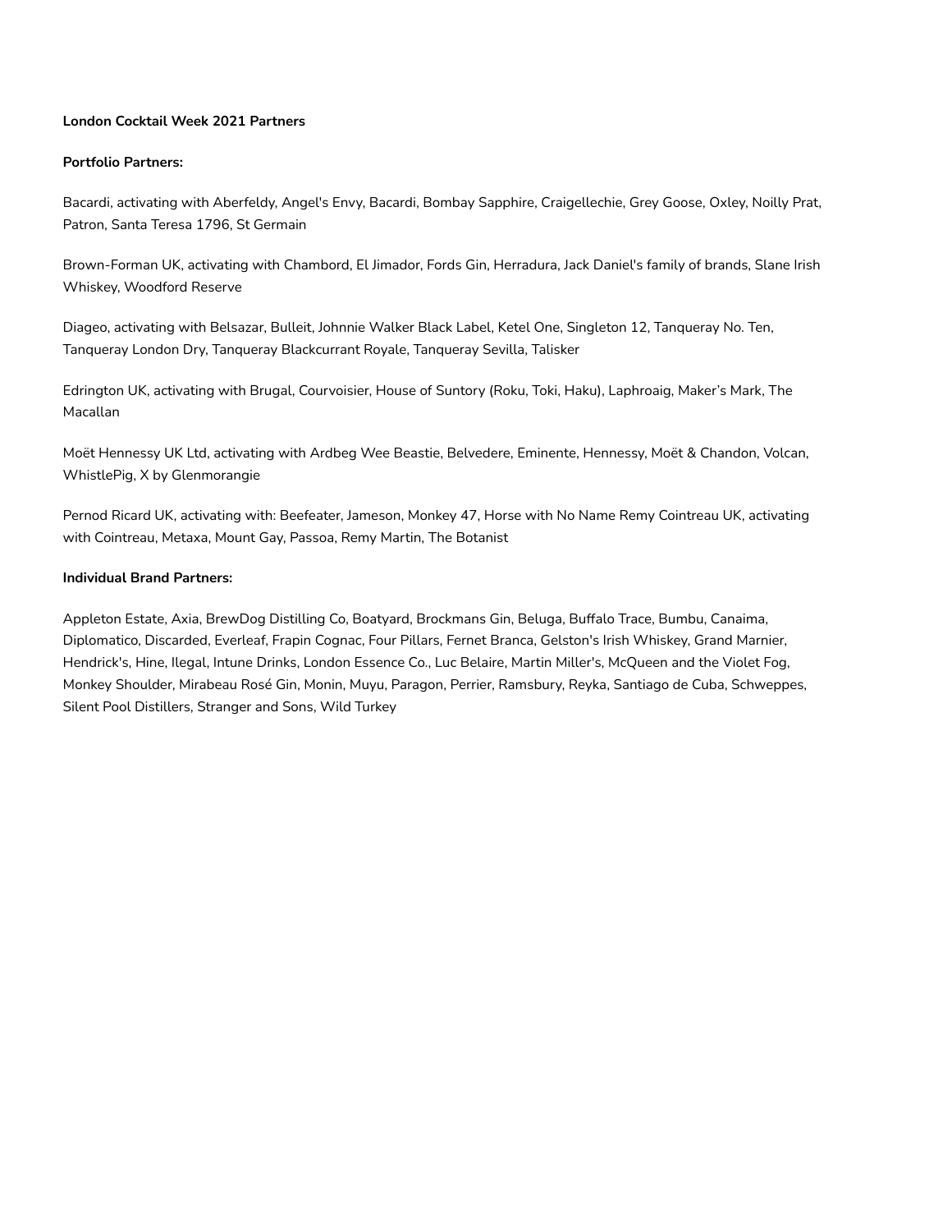**London Cocktail Week 2021 Partners**

**Portfolio Partners:**

Bacardi, activating with Aberfeldy, Angel's Envy, Bacardi, Bombay Sapphire, Craigellechie, Grey Goose, Oxley, Noilly Prat, Patron, Santa Teresa 1796, St Germain

Brown-Forman UK, activating with Chambord, El Jimador, Fords Gin, Herradura, Jack Daniel's family of brands, Slane Irish Whiskey, Woodford Reserve

Diageo, activating with Belsazar, Bulleit, Johnnie Walker Black Label, Ketel One, Singleton 12, Tanqueray No. Ten, Tanqueray London Dry, Tanqueray Blackcurrant Royale, Tanqueray Sevilla, Talisker

Edrington UK, activating with Brugal, Courvoisier, House of Suntory (Roku, Toki, Haku), Laphroaig, Maker's Mark, The Macallan

Moët Hennessy UK Ltd, activating with Ardbeg Wee Beastie, Belvedere, Eminente, Hennessy, Moët & Chandon, Volcan, WhistlePig, X by Glenmorangie

Pernod Ricard UK, activating with: Beefeater, Jameson, Monkey 47, Horse with No Name Remy Cointreau UK, activating with Cointreau, Metaxa, Mount Gay, Passoa, Remy Martin, The Botanist

**Individual Brand Partners:**

Appleton Estate, Axia, BrewDog Distilling Co, Boatyard, Brockmans Gin, Beluga, Buffalo Trace, Bumbu, Canaima, Diplomatico, Discarded, Everleaf, Frapin Cognac, Four Pillars, Fernet Branca, Gelston's Irish Whiskey, Grand Marnier, Hendrick's, Hine, Ilegal, Intune Drinks, London Essence Co., Luc Belaire, Martin Miller's, McQueen and the Violet Fog, Monkey Shoulder, Mirabeau Rosé Gin, Monin, Muyu, Paragon, Perrier, Ramsbury, Reyka, Santiago de Cuba, Schweppes, Silent Pool Distillers, Stranger and Sons, Wild Turkey